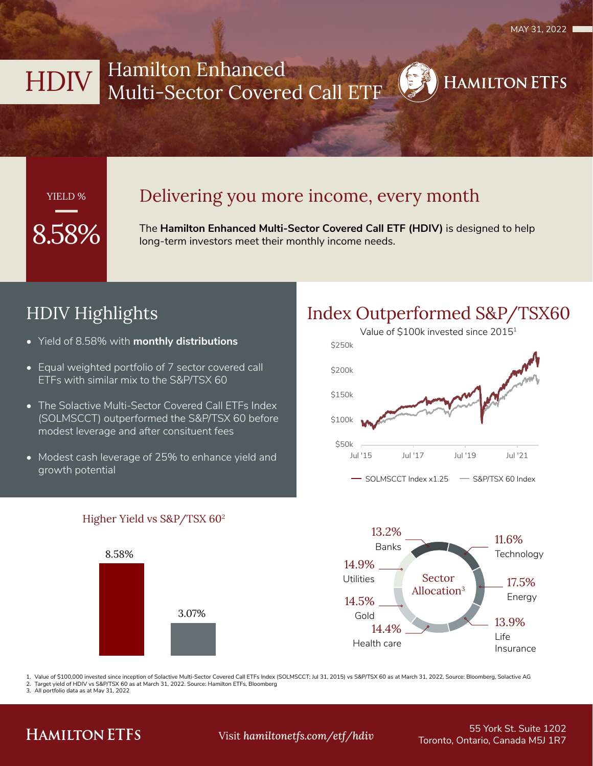MAY 31, 2022

# HDIV Hamilton Enhanced Multi-Sector Covered Call ETF

HAMILTON ETFS

YIELD %

8.58%

## Delivering you more income, every month

The **Hamilton Enhanced Multi-Sector Covered Call ETF (HDIV)** is designed to help long-term investors meet their monthly income needs.

## HDIV Highlights

- Yield of 8.58% with **monthly distributions**
- Equal weighted portfolio of 7 sector covered call ETFs with similar mix to the S&P/TSX 60
- The Solactive Multi-Sector Covered Call ETFs Index (SOLMSCCT) outperformed the S&P/TSX 60 before modest leverage and after consituent fees
- Modest cash leverage of 25% to enhance yield and growth potential

## Index Outperformed S&P/TSX60

Value of $100k invested since 2015[1]

$250k, $200k, $150k, $100k, $50k

Jul '15, Jul '17, Jul '19, Jul '21

SOLMSCCT Index x1.25 — S&P/TSX 60 Index

### Higher Yield vs S&P/TSX 60[2]

| HDIV | S&P/TSX 60 |
|---|---|
| 8.58% | 3.07% |

### Sector Allocation[3]

| Sector | Allocation |
|---|---|
| Banks | 13.2% |
| Technology | 11.6% |
| Utilities | 14.9% |
| Energy | 17.5% |
| Gold | 14.5% |
| Life Insurance | 13.9% |
| Health care | 14.4% |

1. Value of $100,000 invested since inception of Solactive Multi-Sector Covered Call ETFs Index (SOLMSCCT; Jul 31, 2015) vs S&P/TSX 60 as at March 31, 2022. Source: Bloomberg, Solactive AG
2. Target yield of HDIV vs S&P/TSX 60 as at March 31, 2022. Source: Hamilton ETFs, Bloomberg
3. All portfolio data as at May 31, 2022

HAMILTON ETFS

Visit *hamiltonetfs.com/etf/hdiv*

55 York St. Suite 1202
Toronto, Ontario, Canada M5J 1R7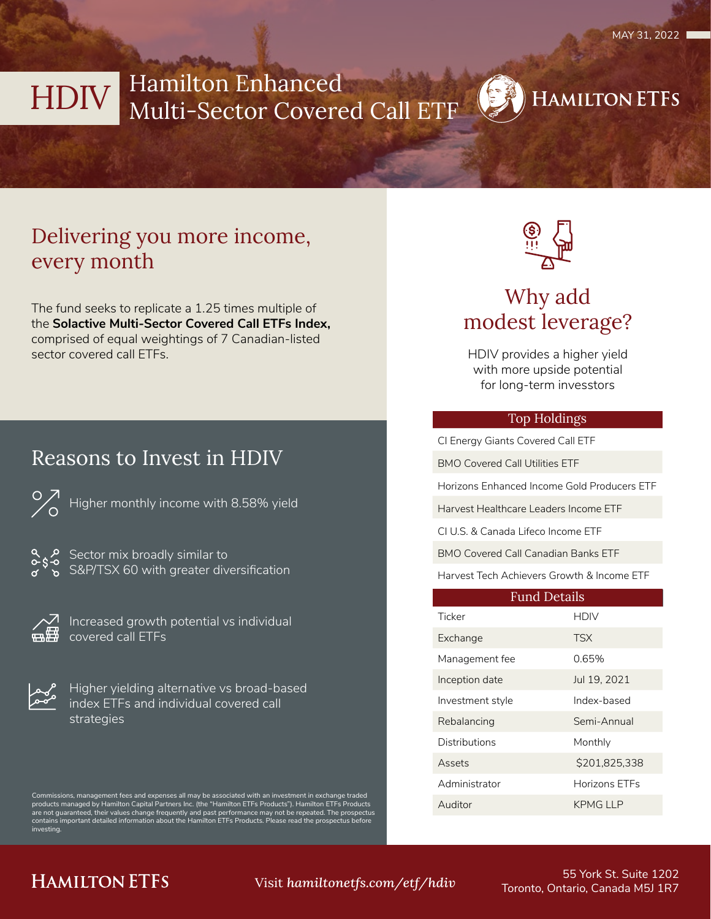MAY 31, 2022

# HDIV Hamilton Enhanced Multi-Sector Covered Call ETF

HAMILTON ETFS

## Delivering you more income, every month

The fund seeks to replicate a 1.25 times multiple of the **Solactive Multi-Sector Covered Call ETFs Index,** comprised of equal weightings of 7 Canadian-listed sector covered call ETFs.

## Reasons to Invest in HDIV

- Higher monthly income with 8.58% yield
- Sector mix broadly similar to S&P/TSX 60 with greater diversification
- Increased growth potential vs individual covered call ETFs
- Higher yielding alternative vs broad-based index ETFs and individual covered call strategies

Commissions, management fees and expenses all may be associated with an investment in exchange traded products managed by Hamilton Capital Partners Inc. (the "Hamilton ETFs Products"). Hamilton ETFs Products are not guaranteed, their values change frequently and past performance may not be repeated. The prospectus contains important detailed information about the Hamilton ETFs Products. Please read the prospectus before investing.

## Why add modest leverage?

HDIV provides a higher yield with more upside potential for long-term invesstors

| Top Holdings |
|---|
| CI Energy Giants Covered Call ETF |
| BMO Covered Call Utilities ETF |
| Horizons Enhanced Income Gold Producers ETF |
| Harvest Healthcare Leaders Income ETF |
| CI U.S. & Canada Lifeco Income ETF |
| BMO Covered Call Canadian Banks ETF |
| Harvest Tech Achievers Growth & Income ETF |

| Fund Details | |
|---|---|
| Ticker | HDIV |
| Exchange | TSX |
| Management fee | 0.65% |
| Inception date | Jul 19, 2021 |
| Investment style | Index-based |
| Rebalancing | Semi-Annual |
| Distributions | Monthly |
| Assets | $201,825,338 |
| Administrator | Horizons ETFs |
| Auditor | KPMG LLP |

HAMILTON ETFS

Visit *hamiltonetfs.com/etf/hdiv*

55 York St. Suite 1202
Toronto, Ontario, Canada M5J 1R7